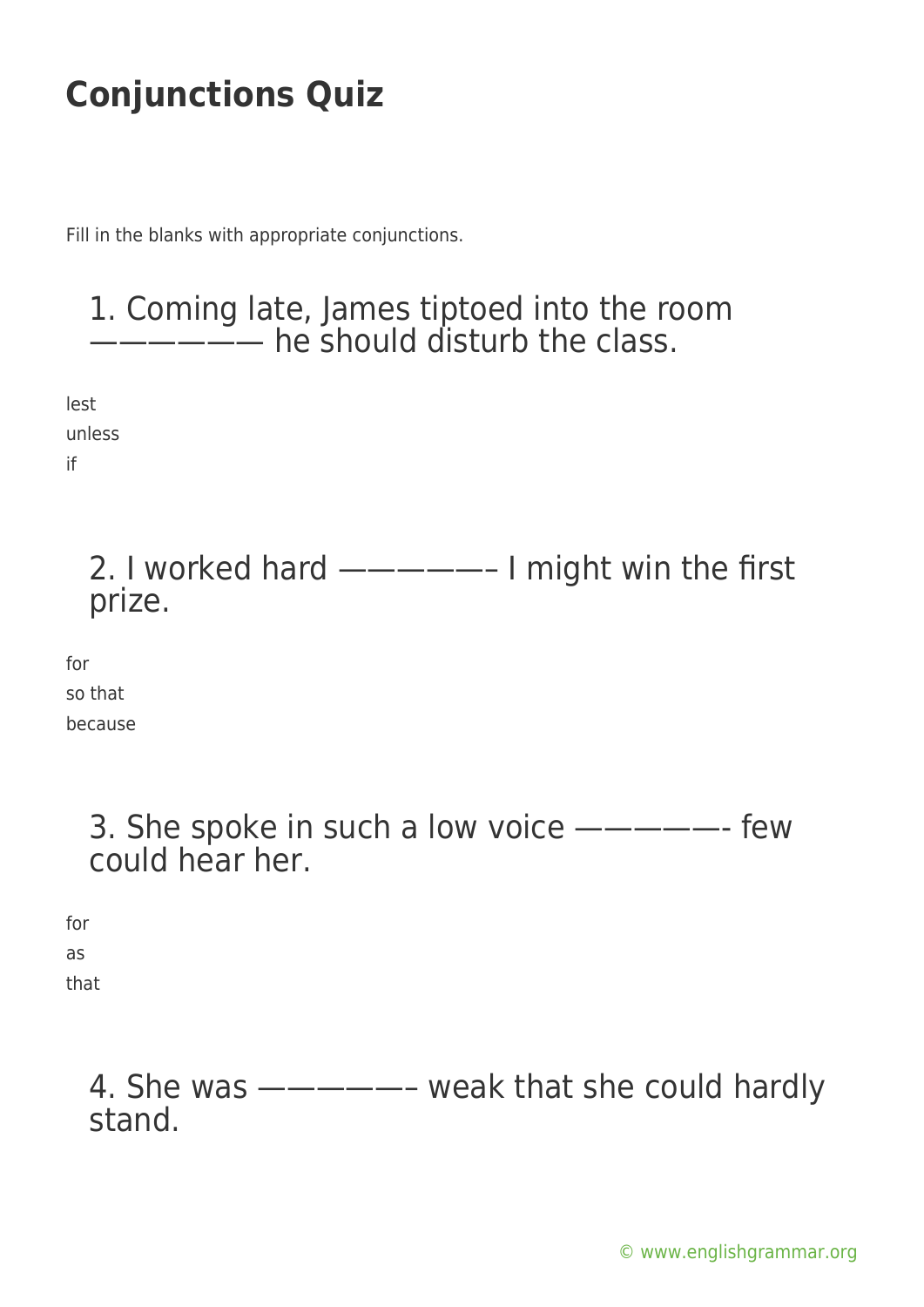# Conjunctions Quiz

Fill in the blanks with appropriate conjunctions.

## 1. Coming late, James tiptoed into the room —————— he should disturb the class.

lest

unless

if

## 2. I worked hard —————– I might win the first prize.

for

so that

because

## 3. She spoke in such a low voice —————- few could hear her.

for

as

that

## 4. She was —————– weak that she could hardly stand.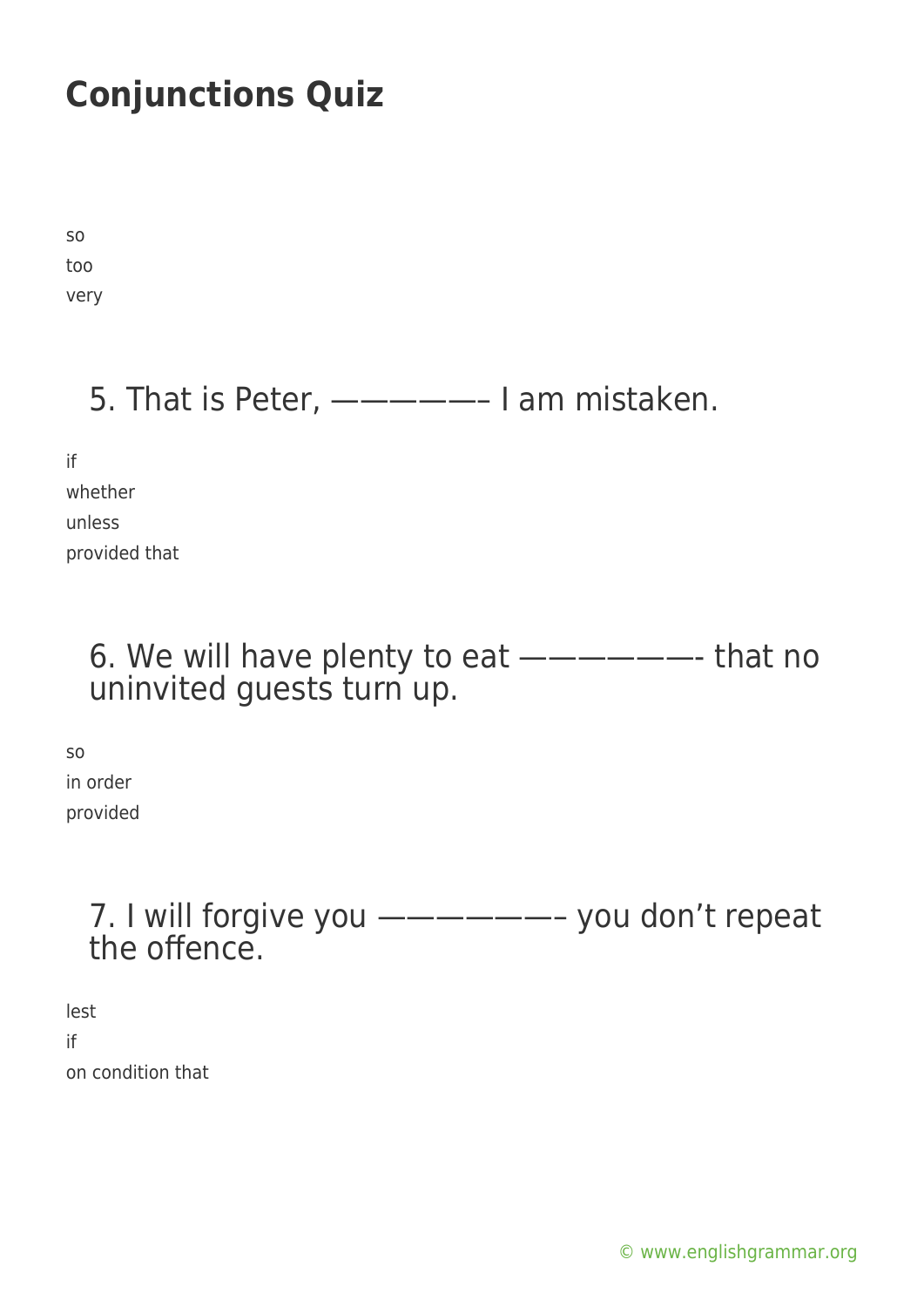# Conjunctions Quiz

so
too
very

5. That is Peter, ————– I am mistaken.

if
whether
unless
provided that

6. We will have plenty to eat ———–—- that no uninvited guests turn up.

so
in order
provided

7. I will forgive you ——–——– you don't repeat the offence.

lest
if
on condition that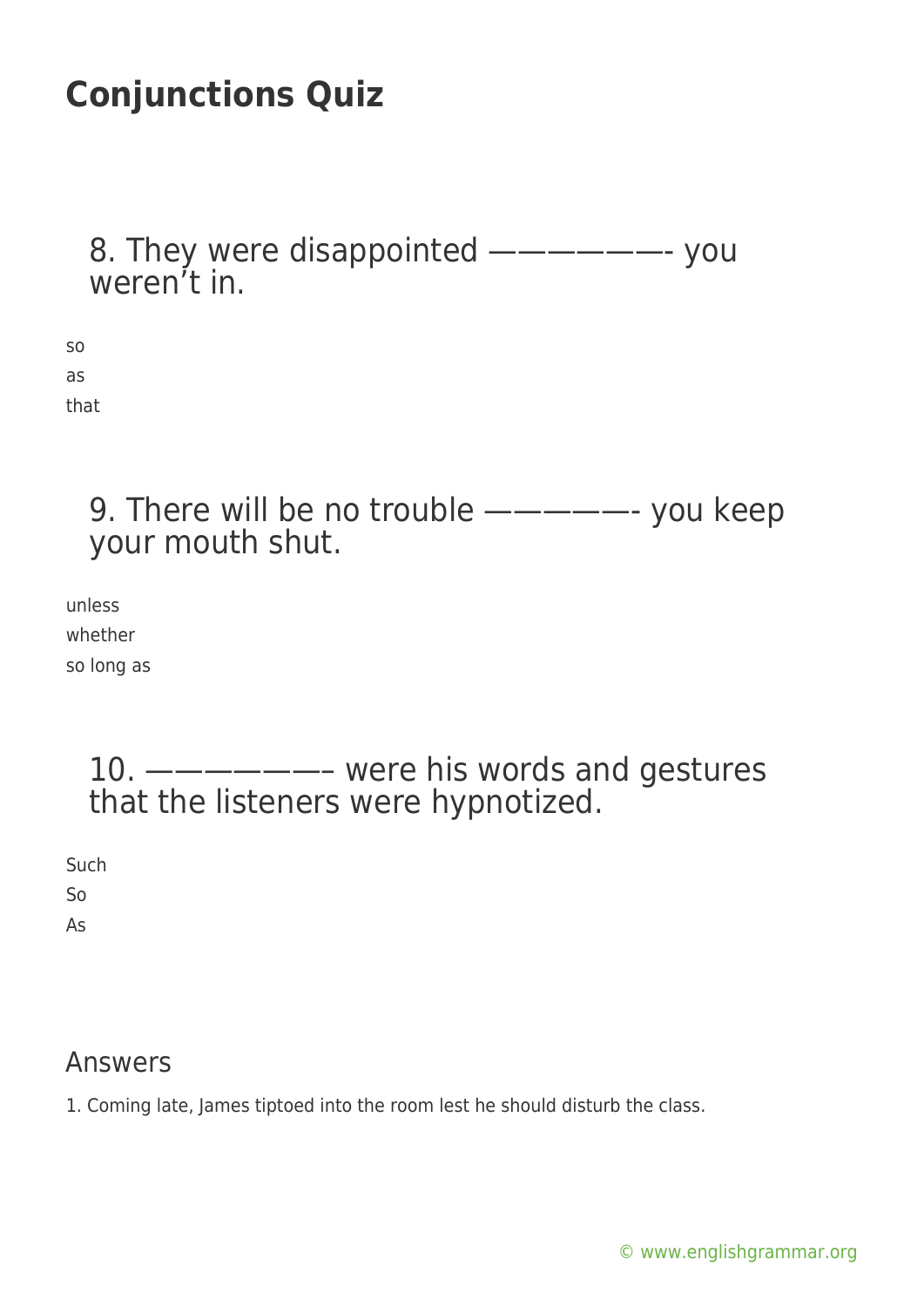# Conjunctions Quiz

8. They were disappointed ——————- you weren't in.

so
as
that

9. There will be no trouble —————- you keep your mouth shut.

unless
whether
so long as

10. ——————– were his words and gestures that the listeners were hypnotized.

Such
So
As

## Answers

1. Coming late, James tiptoed into the room lest he should disturb the class.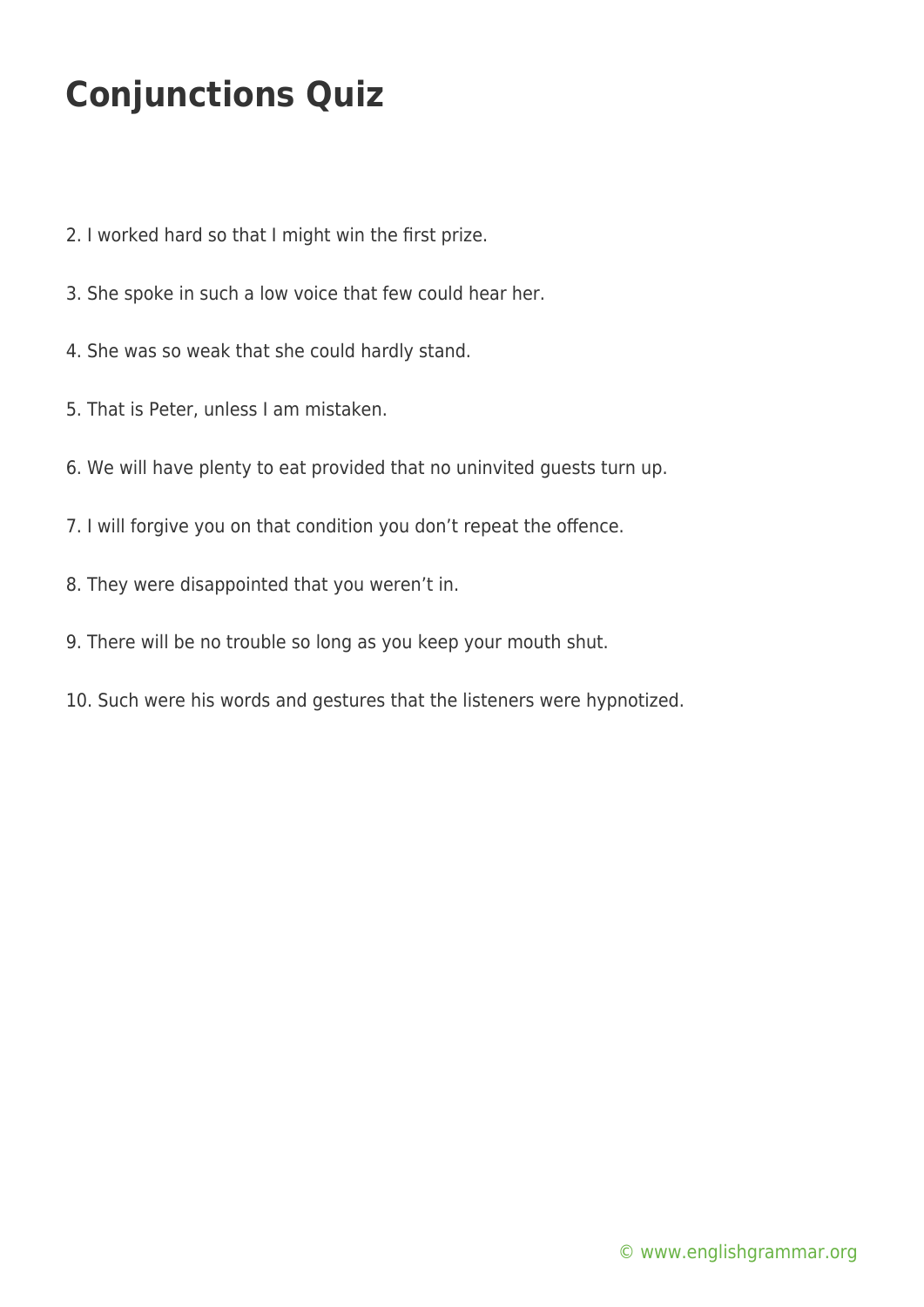# Conjunctions Quiz

2. I worked hard so that I might win the first prize.

3. She spoke in such a low voice that few could hear her.

4. She was so weak that she could hardly stand.

5. That is Peter, unless I am mistaken.

6. We will have plenty to eat provided that no uninvited guests turn up.

7. I will forgive you on that condition you don't repeat the offence.

8. They were disappointed that you weren't in.

9. There will be no trouble so long as you keep your mouth shut.

10. Such were his words and gestures that the listeners were hypnotized.